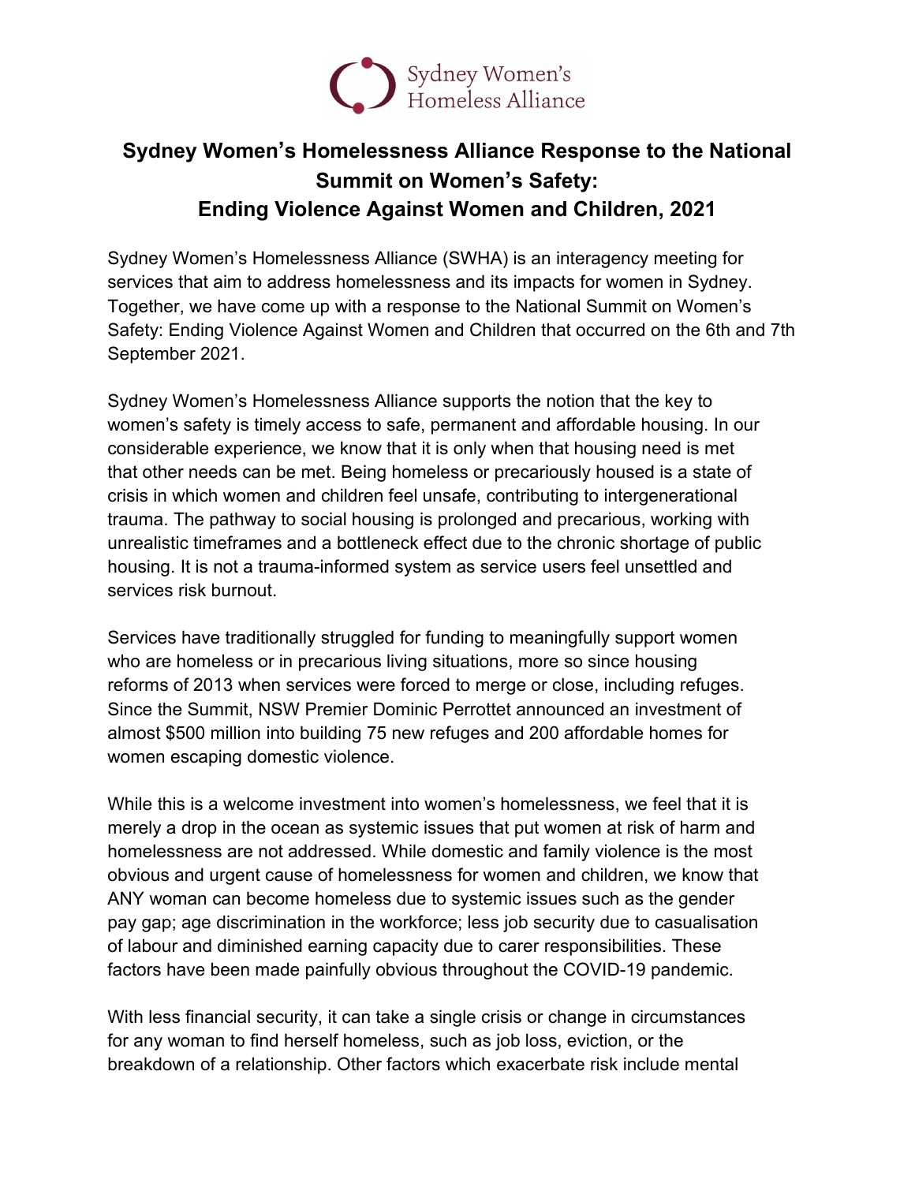# Sydney Women's Homelessness Alliance Response to the National Summit on Women's Safety: Ending Violence Against Women and Children, 2021

Sydney Women's Homelessness Alliance (SWHA) is an interagency meeting for services that aim to address homelessness and its impacts for women in Sydney. Together, we have come up with a response to the National Summit on Women's Safety: Ending Violence Against Women and Children that occurred on the 6th and 7th September 2021.

Sydney Women's Homelessness Alliance supports the notion that the key to women's safety is timely access to safe, permanent and affordable housing. In our considerable experience, we know that it is only when that housing need is met that other needs can be met. Being homeless or precariously housed is a state of crisis in which women and children feel unsafe, contributing to intergenerational trauma. The pathway to social housing is prolonged and precarious, working with unrealistic timeframes and a bottleneck effect due to the chronic shortage of public housing. It is not a trauma-informed system as service users feel unsettled and services risk burnout.

Services have traditionally struggled for funding to meaningfully support women who are homeless or in precarious living situations, more so since housing reforms of 2013 when services were forced to merge or close, including refuges. Since the Summit, NSW Premier Dominic Perrottet announced an investment of almost $500 million into building 75 new refuges and 200 affordable homes for women escaping domestic violence.

While this is a welcome investment into women's homelessness, we feel that it is merely a drop in the ocean as systemic issues that put women at risk of harm and homelessness are not addressed. While domestic and family violence is the most obvious and urgent cause of homelessness for women and children, we know that ANY woman can become homeless due to systemic issues such as the gender pay gap; age discrimination in the workforce; less job security due to casualisation of labour and diminished earning capacity due to carer responsibilities. These factors have been made painfully obvious throughout the COVID-19 pandemic.

With less financial security, it can take a single crisis or change in circumstances for any woman to find herself homeless, such as job loss, eviction, or the breakdown of a relationship. Other factors which exacerbate risk include mental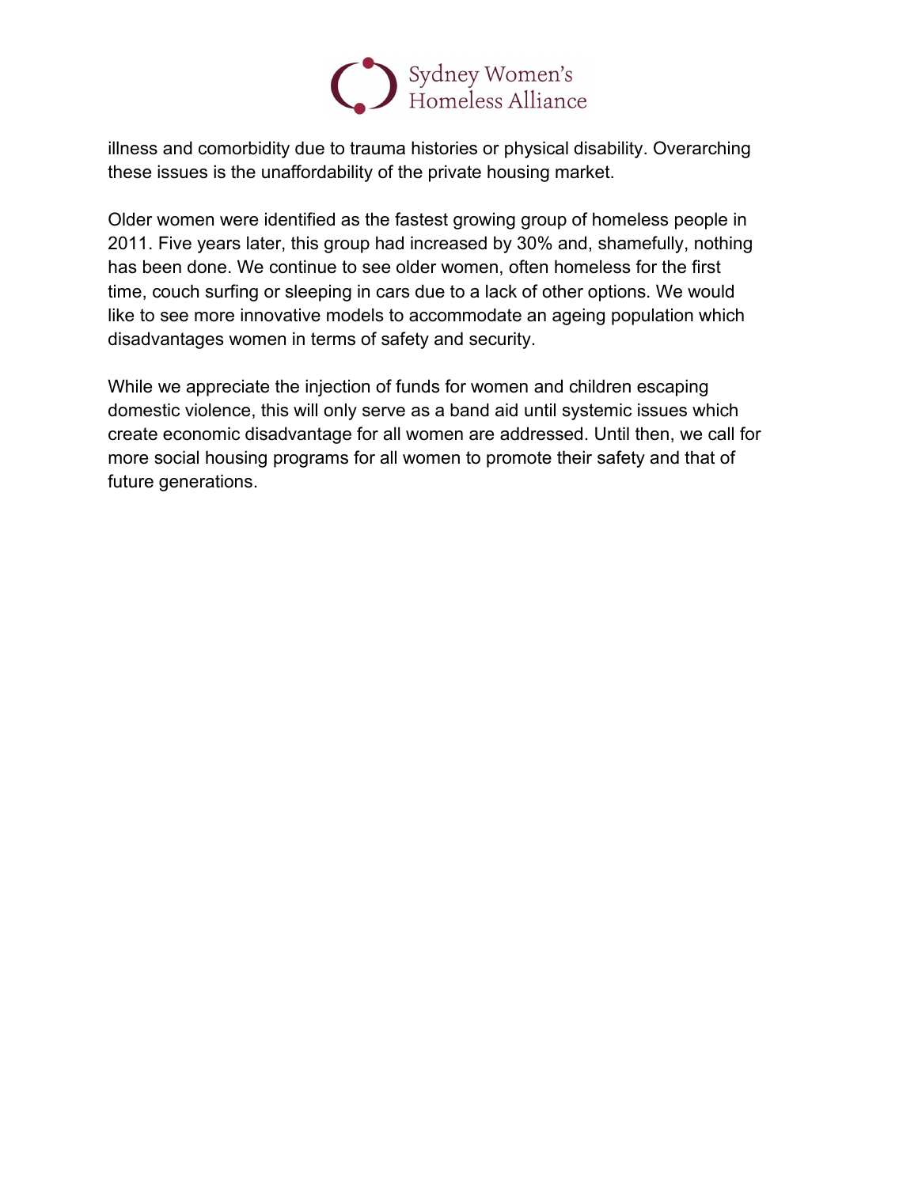illness and comorbidity due to trauma histories or physical disability. Overarching these issues is the unaffordability of the private housing market.

Older women were identified as the fastest growing group of homeless people in 2011. Five years later, this group had increased by 30% and, shamefully, nothing has been done. We continue to see older women, often homeless for the first time, couch surfing or sleeping in cars due to a lack of other options. We would like to see more innovative models to accommodate an ageing population which disadvantages women in terms of safety and security.

While we appreciate the injection of funds for women and children escaping domestic violence, this will only serve as a band aid until systemic issues which create economic disadvantage for all women are addressed. Until then, we call for more social housing programs for all women to promote their safety and that of future generations.